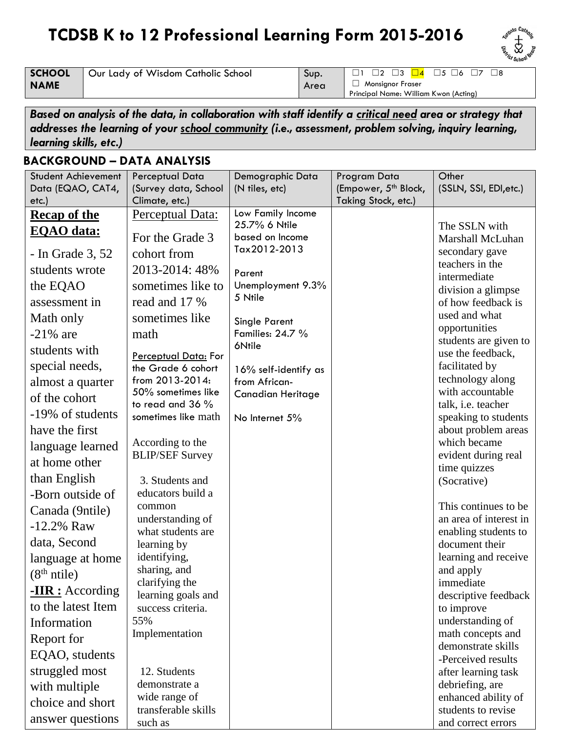# TCDSB K to 12 Professional Learning Form 2015-2016

| SCHOOL NAME | Our Lady of Wisdom Catholic School | Sup. Area | ☐1 ☐2 ☐3 ☐4 ☐5 ☐6 ☐7 ☐8 ☐ Monsignor Fraser Principal Name: William Kwon (Acting) |
|---|---|---|---|

***Based on analysis of the data, in collaboration with staff identify a critical need area or strategy that addresses the learning of your school community (i.e., assessment, problem solving, inquiry learning, learning skills, etc.)***

## BACKGROUND – DATA ANALYSIS

| Student Achievement Data (EQAO, CAT4, etc.) | Perceptual Data (Survey data, School Climate, etc.) | Demographic Data (N tiles, etc) | Program Data (Empower, 5th Block, Taking Stock, etc.) | Other (SSLN, SSI, EDI,etc.) |
|---|---|---|---|---|
| **Recap of the EQAO data:**<br><br>- In Grade 3, 52 students wrote the EQAO assessment in Math only<br>-21% are students with special needs, almost a quarter of the cohort<br>-19% of students have the first language learned at home other than English<br>-Born outside of Canada (9ntile)<br>-12.2% Raw data, Second language at home (8th ntile)<br>**-IIR :** According to the latest Item Information Report for EQAO, students struggled most with multiple choice and short answer questions | Perceptual Data:<br><br>For the Grade 3 cohort from 2013-2014: 48% sometimes like to read and 17 % sometimes like math<br><br>Perceptual Data: For the Grade 6 cohort from 2013-2014: 50% sometimes like to read and 36 % sometimes like math<br><br>According to the BLIP/SEF Survey<br><br>3. Students and educators build a common understanding of what students are learning by identifying, sharing, and clarifying the learning goals and success criteria. 55% Implementation<br><br>12. Students demonstrate a wide range of transferable skills such as | Low Family Income 25.7% 6 Ntile based on Income Tax2012-2013<br><br>Parent Unemployment 9.3% 5 Ntile<br><br>Single Parent Families: 24.7 % 6Ntile<br><br>16% self-identify as from African-Canadian Heritage<br><br>No Internet 5% | | The SSLN with Marshall McLuhan secondary gave teachers in the intermediate division a glimpse of how feedback is used and what opportunities students are given to use the feedback, facilitated by technology along with accountable talk, i.e. teacher speaking to students about problem areas which became evident during real time quizzes (Socrative)<br><br>This continues to be an area of interest in enabling students to document their learning and receive and apply immediate descriptive feedback to improve understanding of math concepts and demonstrate skills<br>-Perceived results after learning task debriefing, are enhanced ability of students to revise and correct errors |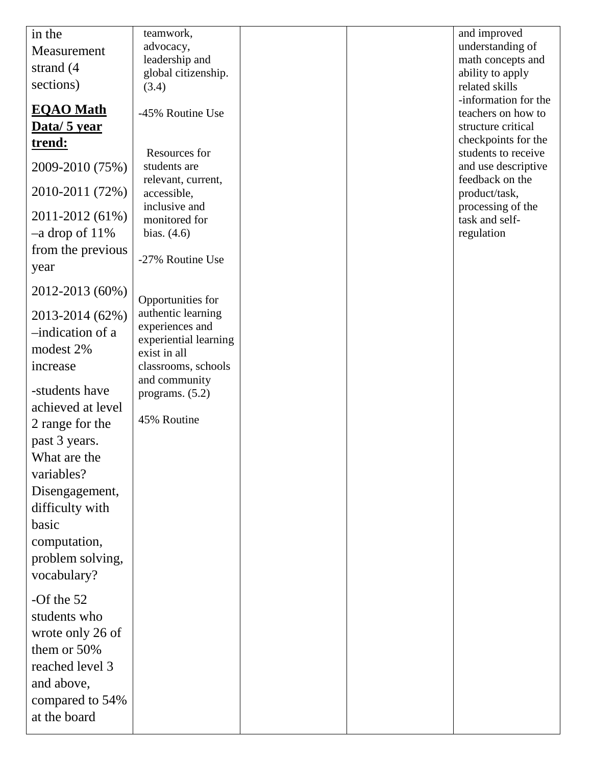| | | | | |
|---|---|---|---|---|
| in the Measurement strand (4 sections)<br><br>**<u>EQAO Math Data/ 5 year trend:</u>**<br><br>2009-2010 (75%)<br><br>2010-2011 (72%)<br><br>2011-2012 (61%) –a drop of 11% from the previous year<br><br>2012-2013 (60%)<br><br>2013-2014 (62%) –indication of a modest 2% increase<br><br>-students have achieved at level 2 range for the past 3 years. What are the variables? Disengagement, difficulty with basic computation, problem solving, vocabulary?<br><br>-Of the 52 students who wrote only 26 of them or 50% reached level 3 and above, compared to 54% at the board | teamwork, advocacy, leadership and global citizenship. (3.4)<br><br>-45% Routine Use<br><br>Resources for students are relevant, current, accessible, inclusive and monitored for bias. (4.6)<br><br>-27% Routine Use<br><br>Opportunities for authentic learning experiences and experiential learning exist in all classrooms, schools and community programs. (5.2)<br><br>45% Routine | | | and improved understanding of math concepts and ability to apply related skills<br>-information for the teachers on how to structure critical checkpoints for the students to receive and use descriptive feedback on the product/task, processing of the task and self-regulation |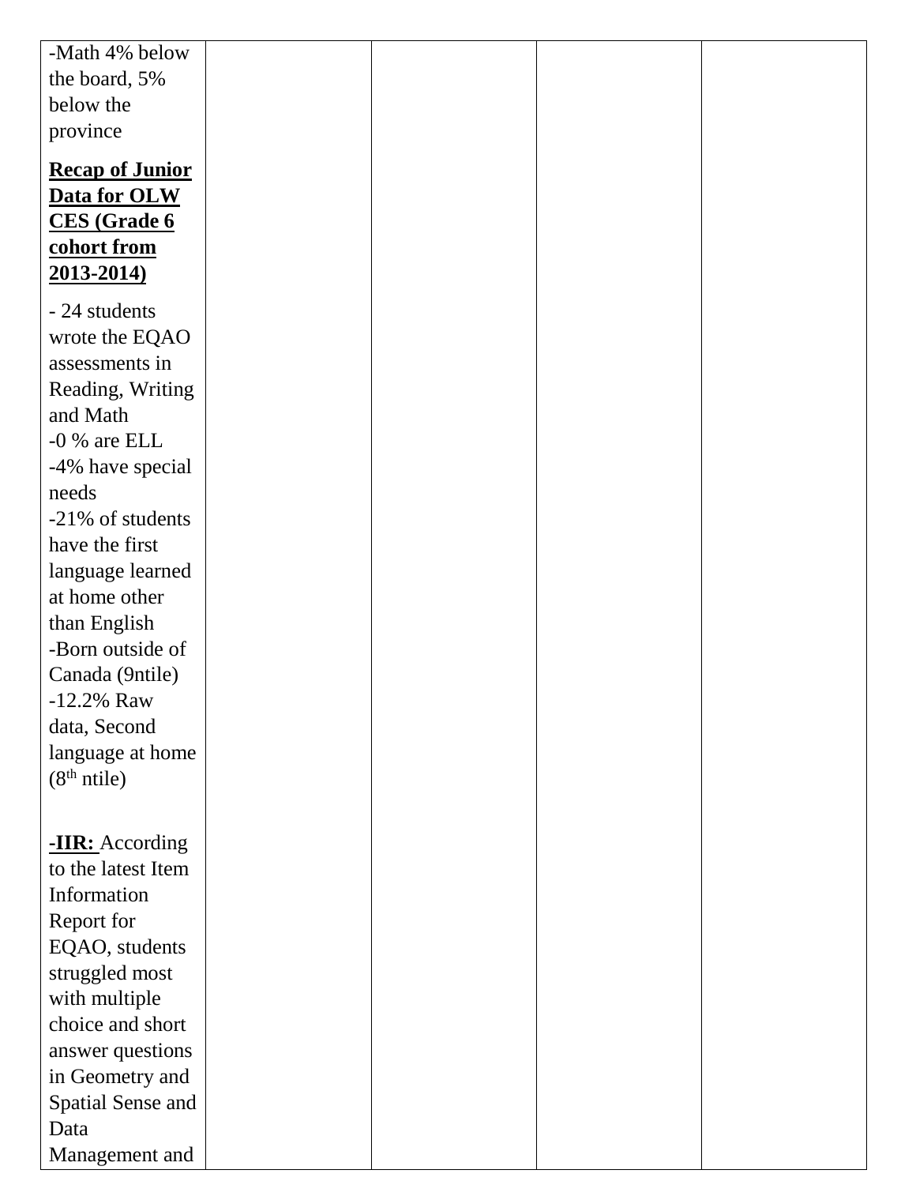| -Math 4% below the board, 5% below the province<br><br>**<u>Recap of Junior Data for OLW CES (Grade 6 cohort from 2013-2014)</u>**<br><br>- 24 students wrote the EQAO assessments in Reading, Writing and Math<br>-0 % are ELL<br>-4% have special needs<br>-21% of students have the first language learned at home other than English<br>-Born outside of Canada (9ntile)<br>-12.2% Raw data, Second language at home ($8^{th}$ ntile)<br><br>**<u>-IIR:</u>** According to the latest Item Information Report for EQAO, students struggled most with multiple choice and short answer questions in Geometry and Spatial Sense and Data Management and | | | | |
|---|---|---|---|---|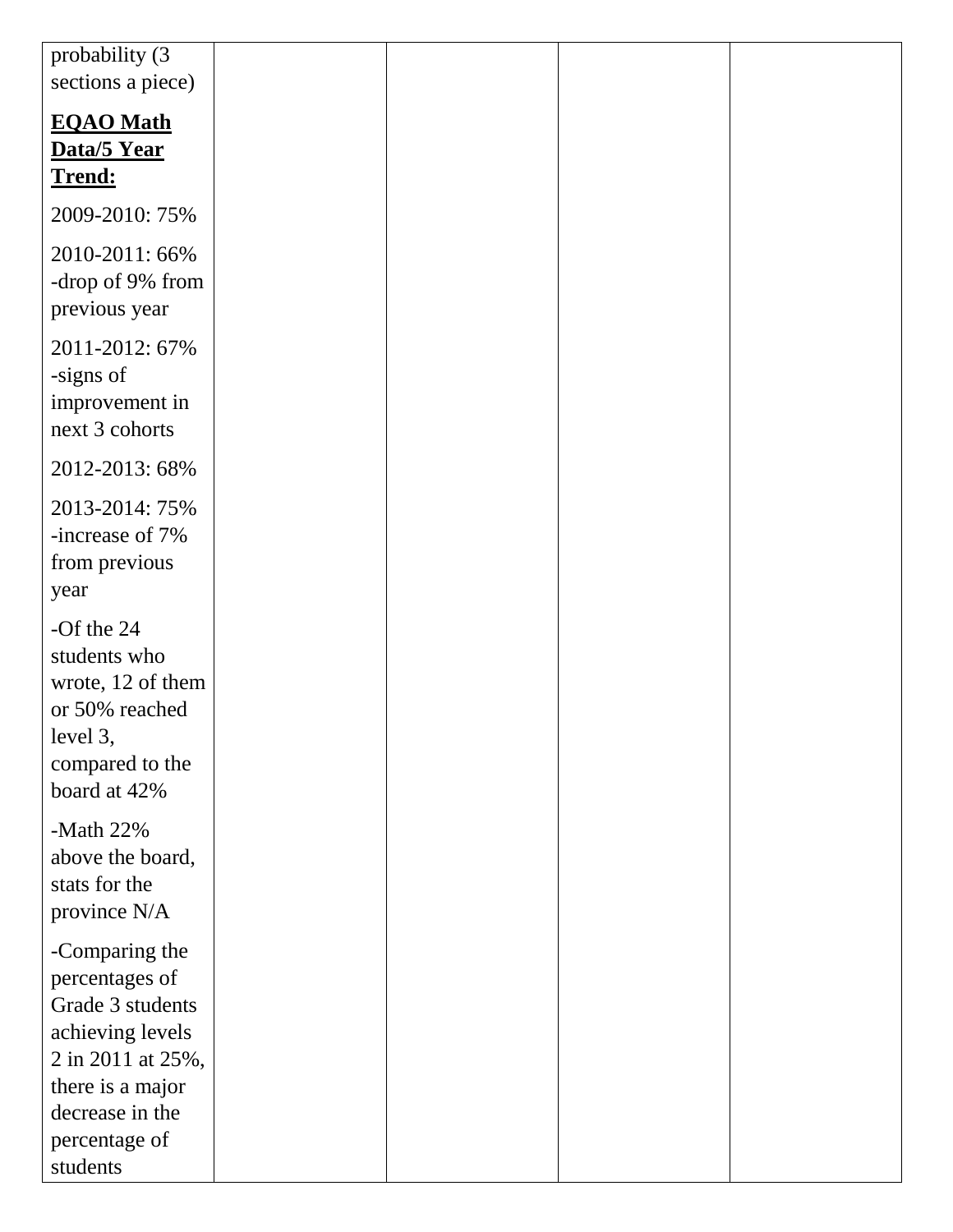| | | | | |
|---|---|---|---|---|
| probability (3 sections a piece)<br><br>**<u>EQAO Math Data/5 Year Trend:</u>**<br><br>2009-2010: 75%<br><br>2010-2011: 66% -drop of 9% from previous year<br><br>2011-2012: 67% -signs of improvement in next 3 cohorts<br><br>2012-2013: 68%<br><br>2013-2014: 75% -increase of 7% from previous year<br><br>-Of the 24 students who wrote, 12 of them or 50% reached level 3, compared to the board at 42%<br><br>-Math 22% above the board, stats for the province N/A<br><br>-Comparing the percentages of Grade 3 students achieving levels 2 in 2011 at 25%, there is a major decrease in the percentage of students | | | | |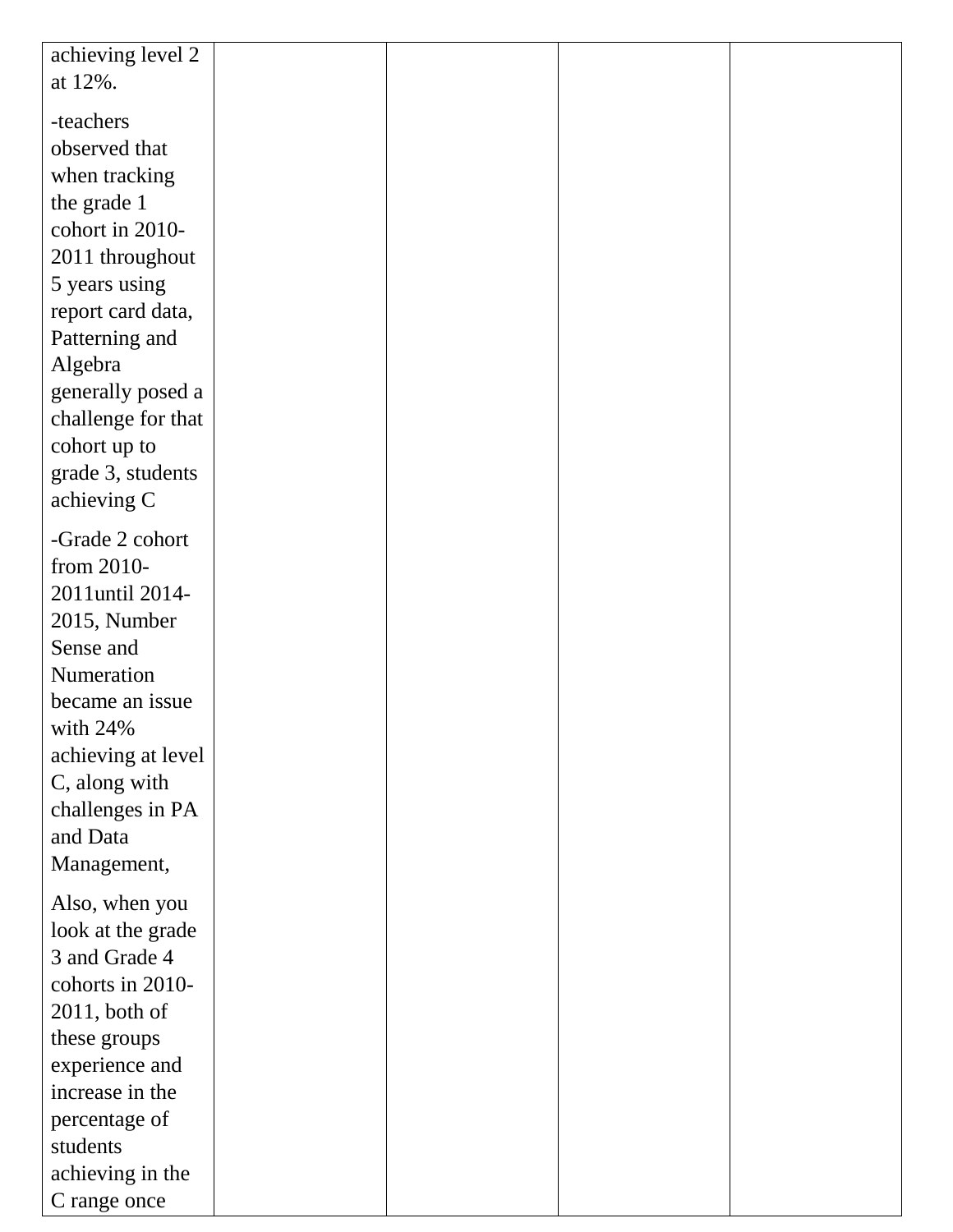| | | | | |
|---|---|---|---|---|
| achieving level 2 at 12%.<br><br>-teachers observed that when tracking the grade 1 cohort in 2010-2011 throughout 5 years using report card data, Patterning and Algebra generally posed a challenge for that cohort up to grade 3, students achieving C<br><br>-Grade 2 cohort from 2010-2011until 2014-2015, Number Sense and Numeration became an issue with 24% achieving at level C, along with challenges in PA and Data Management,<br><br>Also, when you look at the grade 3 and Grade 4 cohorts in 2010-2011, both of these groups experience and increase in the percentage of students achieving in the C range once | | | | |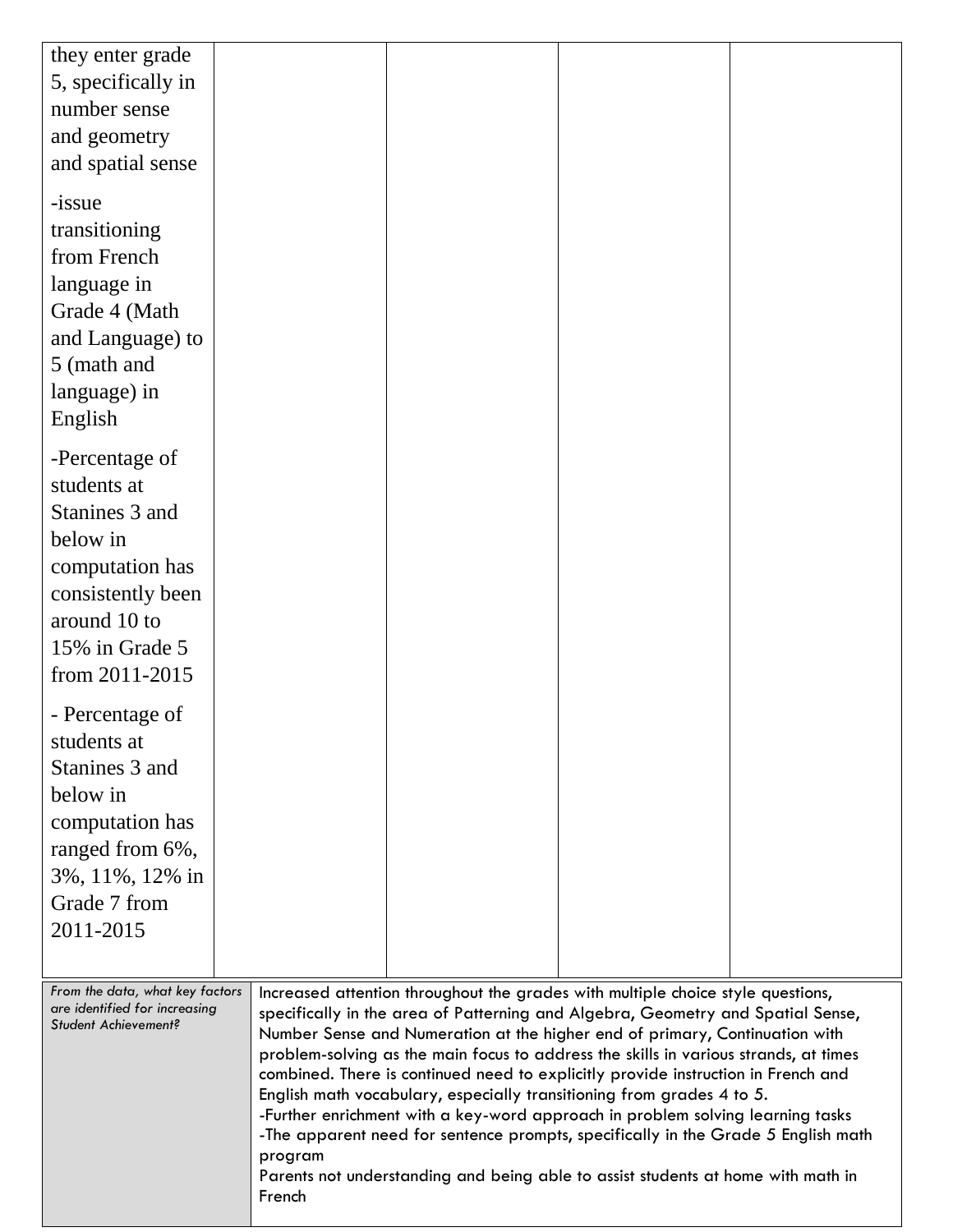| | | | | |
|---|---|---|---|---|
| they enter grade 5, specifically in number sense and geometry and spatial sense<br><br>-issue transitioning from French language in Grade 4 (Math and Language) to 5 (math and language) in English<br><br>-Percentage of students at Stanines 3 and below in computation has consistently been around 10 to 15% in Grade 5 from 2011-2015<br><br>- Percentage of students at Stanines 3 and below in computation has ranged from 6%, 3%, 11%, 12% in Grade 7 from 2011-2015 | | | | |

| | |
|---|---|
| *From the data, what key factors are identified for increasing Student Achievement?* | Increased attention throughout the grades with multiple choice style questions, specifically in the area of Patterning and Algebra, Geometry and Spatial Sense, Number Sense and Numeration at the higher end of primary, Continuation with problem-solving as the main focus to address the skills in various strands, at times combined. There is continued need to explicitly provide instruction in French and English math vocabulary, especially transitioning from grades 4 to 5.<br>-Further enrichment with a key-word approach in problem solving learning tasks<br>-The apparent need for sentence prompts, specifically in the Grade 5 English math program<br>Parents not understanding and being able to assist students at home with math in French |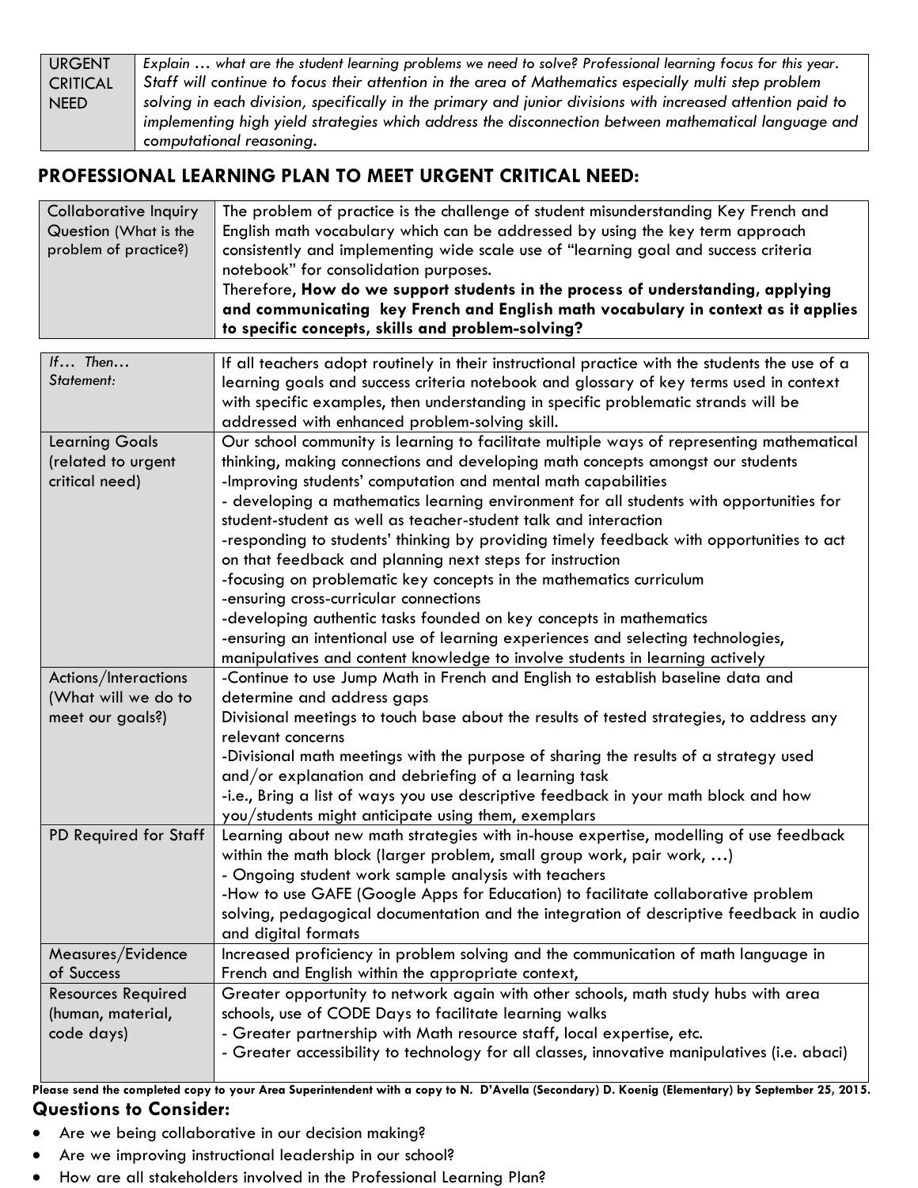| URGENT CRITICAL NEED | *Explain … what are the student learning problems we need to solve? Professional learning focus for this year. Staff will continue to focus their attention in the area of Mathematics especially multi step problem solving in each division, specifically in the primary and junior divisions with increased attention paid to implementing high yield strategies which address the disconnection between mathematical language and computational reasoning.* |
|---|---|

## PROFESSIONAL LEARNING PLAN TO MEET URGENT CRITICAL NEED:

| Collaborative Inquiry Question (What is the problem of practice?) | The problem of practice is the challenge of student misunderstanding Key French and English math vocabulary which can be addressed by using the key term approach consistently and implementing wide scale use of "learning goal and success criteria notebook" for consolidation purposes.<br>Therefore, **How do we support students in the process of understanding, applying and communicating key French and English math vocabulary in context as it applies to specific concepts, skills and problem-solving?** |
|---|---|

| *If… Then… Statement:* | If all teachers adopt routinely in their instructional practice with the students the use of a learning goals and success criteria notebook and glossary of key terms used in context with specific examples, then understanding in specific problematic strands will be addressed with enhanced problem-solving skill. |
|---|---|
| Learning Goals (related to urgent critical need) | Our school community is learning to facilitate multiple ways of representing mathematical thinking, making connections and developing math concepts amongst our students<br>-Improving students' computation and mental math capabilities<br>- developing a mathematics learning environment for all students with opportunities for student-student as well as teacher-student talk and interaction<br>-responding to students' thinking by providing timely feedback with opportunities to act on that feedback and planning next steps for instruction<br>-focusing on problematic key concepts in the mathematics curriculum<br>-ensuring cross-curricular connections<br>-developing authentic tasks founded on key concepts in mathematics<br>-ensuring an intentional use of learning experiences and selecting technologies, manipulatives and content knowledge to involve students in learning actively |
| Actions/Interactions (What will we do to meet our goals?) | -Continue to use Jump Math in French and English to establish baseline data and determine and address gaps<br>Divisional meetings to touch base about the results of tested strategies, to address any relevant concerns<br>-Divisional math meetings with the purpose of sharing the results of a strategy used and/or explanation and debriefing of a learning task<br>-i.e., Bring a list of ways you use descriptive feedback in your math block and how you/students might anticipate using them, exemplars |
| PD Required for Staff | Learning about new math strategies with in-house expertise, modelling of use feedback within the math block (larger problem, small group work, pair work, …)<br>- Ongoing student work sample analysis with teachers<br>-How to use GAFE (Google Apps for Education) to facilitate collaborative problem solving, pedagogical documentation and the integration of descriptive feedback in audio and digital formats |
| Measures/Evidence of Success | Increased proficiency in problem solving and the communication of math language in French and English within the appropriate context, |
| Resources Required (human, material, code days) | Greater opportunity to network again with other schools, math study hubs with area schools, use of CODE Days to facilitate learning walks<br>- Greater partnership with Math resource staff, local expertise, etc.<br>- Greater accessibility to technology for all classes, innovative manipulatives (i.e. abaci) |

**Please send the completed copy to your Area Superintendent with a copy to N. D'Avella (Secondary) D. Koenig (Elementary) by September 25, 2015.**

### Questions to Consider:

- Are we being collaborative in our decision making?
- Are we improving instructional leadership in our school?
- How are all stakeholders involved in the Professional Learning Plan?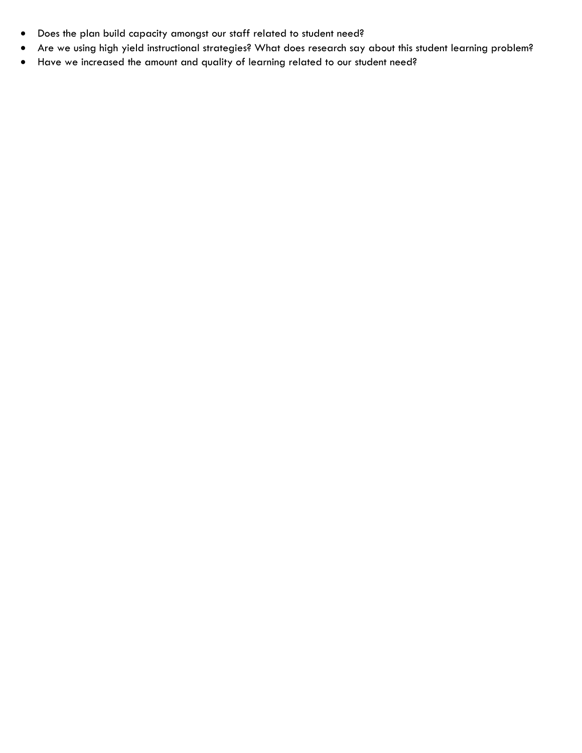- Does the plan build capacity amongst our staff related to student need?
- Are we using high yield instructional strategies? What does research say about this student learning problem?
- Have we increased the amount and quality of learning related to our student need?